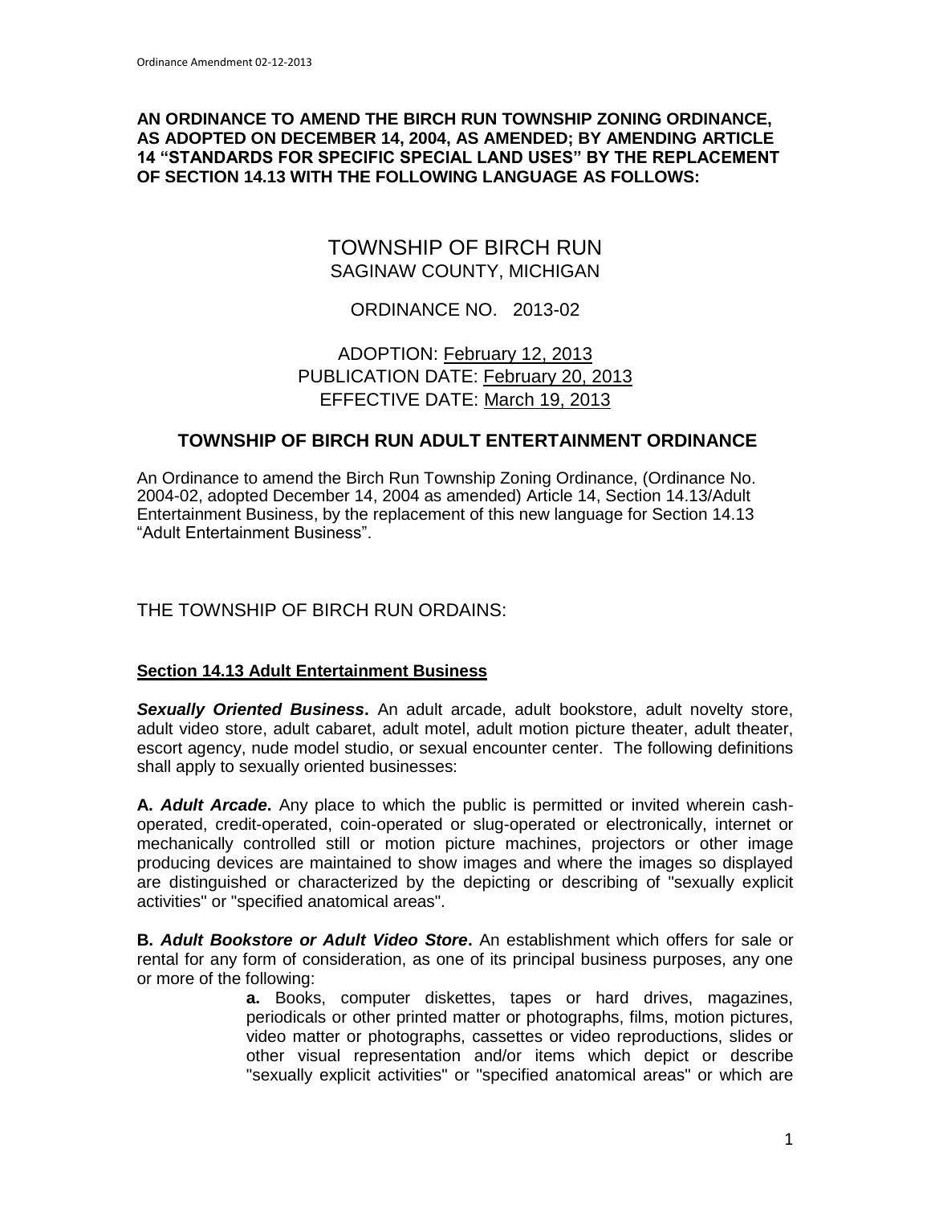**AN ORDINANCE TO AMEND THE BIRCH RUN TOWNSHIP ZONING ORDINANCE, AS ADOPTED ON DECEMBER 14, 2004, AS AMENDED; BY AMENDING ARTICLE 14 "STANDARDS FOR SPECIFIC SPECIAL LAND USES" BY THE REPLACEMENT OF SECTION 14.13 WITH THE FOLLOWING LANGUAGE AS FOLLOWS:**

# TOWNSHIP OF BIRCH RUN
## SAGINAW COUNTY, MICHIGAN

ORDINANCE NO. 2013-02

ADOPTION: February 12, 2013
PUBLICATION DATE: February 20, 2013
EFFECTIVE DATE: March 19, 2013

## TOWNSHIP OF BIRCH RUN ADULT ENTERTAINMENT ORDINANCE

An Ordinance to amend the Birch Run Township Zoning Ordinance, (Ordinance No. 2004-02, adopted December 14, 2004 as amended) Article 14, Section 14.13/Adult Entertainment Business, by the replacement of this new language for Section 14.13 "Adult Entertainment Business".

THE TOWNSHIP OF BIRCH RUN ORDAINS:

### Section 14.13 Adult Entertainment Business

***Sexually Oriented Business*.** An adult arcade, adult bookstore, adult novelty store, adult video store, adult cabaret, adult motel, adult motion picture theater, adult theater, escort agency, nude model studio, or sexual encounter center. The following definitions shall apply to sexually oriented businesses:

**A. *Adult Arcade.*** Any place to which the public is permitted or invited wherein cash-operated, credit-operated, coin-operated or slug-operated or electronically, internet or mechanically controlled still or motion picture machines, projectors or other image producing devices are maintained to show images and where the images so displayed are distinguished or characterized by the depicting or describing of "sexually explicit activities" or "specified anatomical areas".

**B. *Adult Bookstore or Adult Video Store*.** An establishment which offers for sale or rental for any form of consideration, as one of its principal business purposes, any one or more of the following:

**a.** Books, computer diskettes, tapes or hard drives, magazines, periodicals or other printed matter or photographs, films, motion pictures, video matter or photographs, cassettes or video reproductions, slides or other visual representation and/or items which depict or describe "sexually explicit activities" or "specified anatomical areas" or which are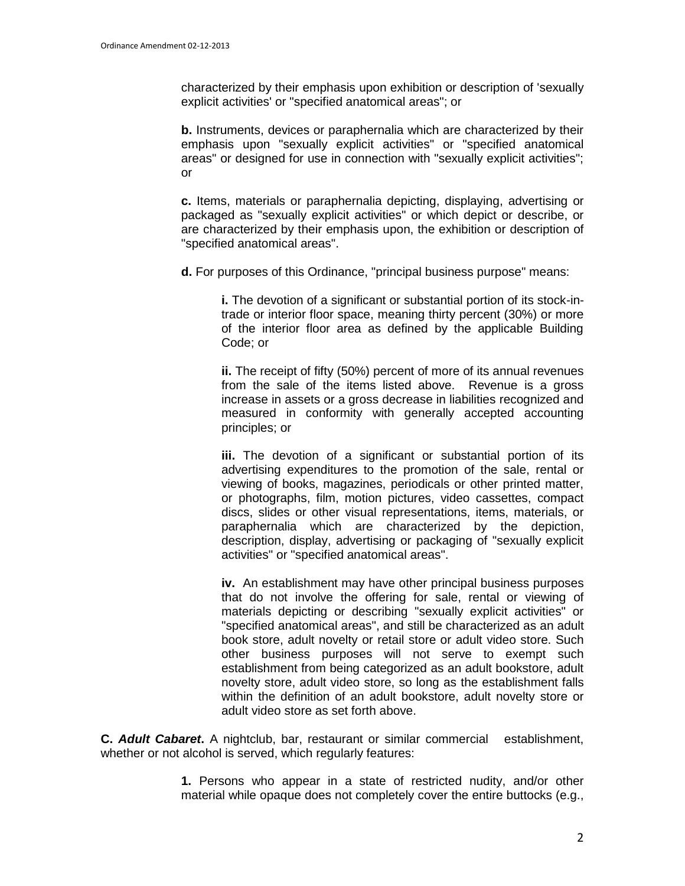characterized by their emphasis upon exhibition or description of 'sexually explicit activities' or "specified anatomical areas"; or

**b.** Instruments, devices or paraphernalia which are characterized by their emphasis upon "sexually explicit activities" or "specified anatomical areas" or designed for use in connection with "sexually explicit activities"; or

**c.** Items, materials or paraphernalia depicting, displaying, advertising or packaged as "sexually explicit activities" or which depict or describe, or are characterized by their emphasis upon, the exhibition or description of "specified anatomical areas".

**d.** For purposes of this Ordinance, "principal business purpose" means:

**i.** The devotion of a significant or substantial portion of its stock-in-trade or interior floor space, meaning thirty percent (30%) or more of the interior floor area as defined by the applicable Building Code; or

**ii.** The receipt of fifty (50%) percent of more of its annual revenues from the sale of the items listed above. Revenue is a gross increase in assets or a gross decrease in liabilities recognized and measured in conformity with generally accepted accounting principles; or

**iii.** The devotion of a significant or substantial portion of its advertising expenditures to the promotion of the sale, rental or viewing of books, magazines, periodicals or other printed matter, or photographs, film, motion pictures, video cassettes, compact discs, slides or other visual representations, items, materials, or paraphernalia which are characterized by the depiction, description, display, advertising or packaging of "sexually explicit activities" or "specified anatomical areas".

**iv.** An establishment may have other principal business purposes that do not involve the offering for sale, rental or viewing of materials depicting or describing "sexually explicit activities" or "specified anatomical areas", and still be characterized as an adult book store, adult novelty or retail store or adult video store. Such other business purposes will not serve to exempt such establishment from being categorized as an adult bookstore, adult novelty store, adult video store, so long as the establishment falls within the definition of an adult bookstore, adult novelty store or adult video store as set forth above.

**C. *Adult Cabaret*.** A nightclub, bar, restaurant or similar commercial establishment, whether or not alcohol is served, which regularly features:

**1.** Persons who appear in a state of restricted nudity, and/or other material while opaque does not completely cover the entire buttocks (e.g.,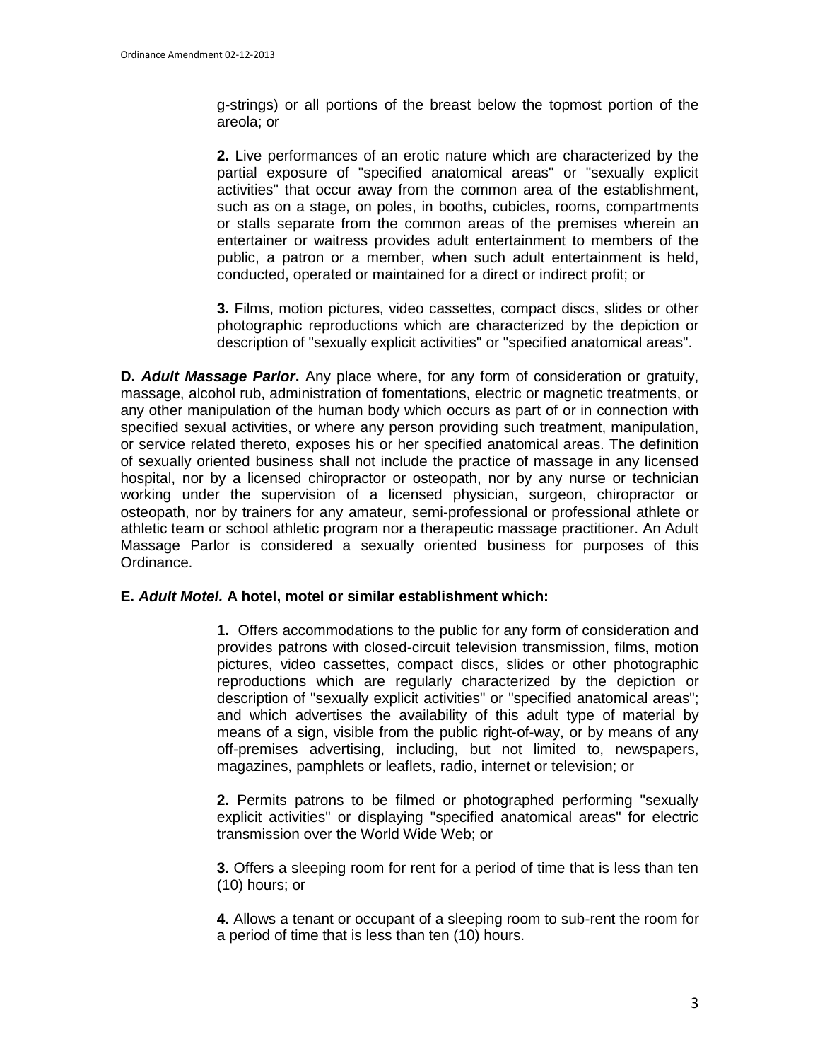g-strings) or all portions of the breast below the topmost portion of the areola; or

**2.** Live performances of an erotic nature which are characterized by the partial exposure of "specified anatomical areas" or "sexually explicit activities" that occur away from the common area of the establishment, such as on a stage, on poles, in booths, cubicles, rooms, compartments or stalls separate from the common areas of the premises wherein an entertainer or waitress provides adult entertainment to members of the public, a patron or a member, when such adult entertainment is held, conducted, operated or maintained for a direct or indirect profit; or

**3.** Films, motion pictures, video cassettes, compact discs, slides or other photographic reproductions which are characterized by the depiction or description of "sexually explicit activities" or "specified anatomical areas".

**D. *Adult Massage Parlor*.** Any place where, for any form of consideration or gratuity, massage, alcohol rub, administration of fomentations, electric or magnetic treatments, or any other manipulation of the human body which occurs as part of or in connection with specified sexual activities, or where any person providing such treatment, manipulation, or service related thereto, exposes his or her specified anatomical areas. The definition of sexually oriented business shall not include the practice of massage in any licensed hospital, nor by a licensed chiropractor or osteopath, nor by any nurse or technician working under the supervision of a licensed physician, surgeon, chiropractor or osteopath, nor by trainers for any amateur, semi-professional or professional athlete or athletic team or school athletic program nor a therapeutic massage practitioner. An Adult Massage Parlor is considered a sexually oriented business for purposes of this Ordinance.

**E. *Adult Motel.* A hotel, motel or similar establishment which:**

**1.** Offers accommodations to the public for any form of consideration and provides patrons with closed-circuit television transmission, films, motion pictures, video cassettes, compact discs, slides or other photographic reproductions which are regularly characterized by the depiction or description of "sexually explicit activities" or "specified anatomical areas"; and which advertises the availability of this adult type of material by means of a sign, visible from the public right-of-way, or by means of any off-premises advertising, including, but not limited to, newspapers, magazines, pamphlets or leaflets, radio, internet or television; or

**2.** Permits patrons to be filmed or photographed performing "sexually explicit activities" or displaying "specified anatomical areas" for electric transmission over the World Wide Web; or

**3.** Offers a sleeping room for rent for a period of time that is less than ten (10) hours; or

**4.** Allows a tenant or occupant of a sleeping room to sub-rent the room for a period of time that is less than ten (10) hours.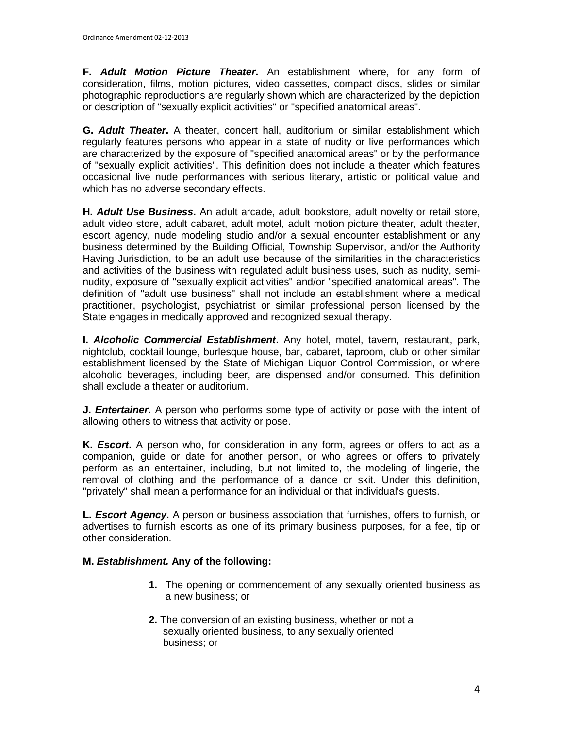**F.** ***Adult Motion Picture Theater*****.** An establishment where, for any form of consideration, films, motion pictures, video cassettes, compact discs, slides or similar photographic reproductions are regularly shown which are characterized by the depiction or description of "sexually explicit activities" or "specified anatomical areas".

**G.** ***Adult Theater*****.** A theater, concert hall, auditorium or similar establishment which regularly features persons who appear in a state of nudity or live performances which are characterized by the exposure of "specified anatomical areas" or by the performance of "sexually explicit activities". This definition does not include a theater which features occasional live nude performances with serious literary, artistic or political value and which has no adverse secondary effects.

**H.** ***Adult Use Business*****.** An adult arcade, adult bookstore, adult novelty or retail store, adult video store, adult cabaret, adult motel, adult motion picture theater, adult theater, escort agency, nude modeling studio and/or a sexual encounter establishment or any business determined by the Building Official, Township Supervisor, and/or the Authority Having Jurisdiction, to be an adult use because of the similarities in the characteristics and activities of the business with regulated adult business uses, such as nudity, semi-nudity, exposure of "sexually explicit activities" and/or "specified anatomical areas". The definition of "adult use business" shall not include an establishment where a medical practitioner, psychologist, psychiatrist or similar professional person licensed by the State engages in medically approved and recognized sexual therapy.

**I.** ***Alcoholic Commercial Establishment*****.** Any hotel, motel, tavern, restaurant, park, nightclub, cocktail lounge, burlesque house, bar, cabaret, taproom, club or other similar establishment licensed by the State of Michigan Liquor Control Commission, or where alcoholic beverages, including beer, are dispensed and/or consumed. This definition shall exclude a theater or auditorium.

**J.** ***Entertainer*****.** A person who performs some type of activity or pose with the intent of allowing others to witness that activity or pose.

**K.** ***Escort*****.** A person who, for consideration in any form, agrees or offers to act as a companion, guide or date for another person, or who agrees or offers to privately perform as an entertainer, including, but not limited to, the modeling of lingerie, the removal of clothing and the performance of a dance or skit. Under this definition, "privately" shall mean a performance for an individual or that individual's guests.

**L.** ***Escort Agency*****.** A person or business association that furnishes, offers to furnish, or advertises to furnish escorts as one of its primary business purposes, for a fee, tip or other consideration.

**M.** ***Establishment.*** **Any of the following:**

1. The opening or commencement of any sexually oriented business as a new business; or

2. The conversion of an existing business, whether or not a sexually oriented business, to any sexually oriented business; or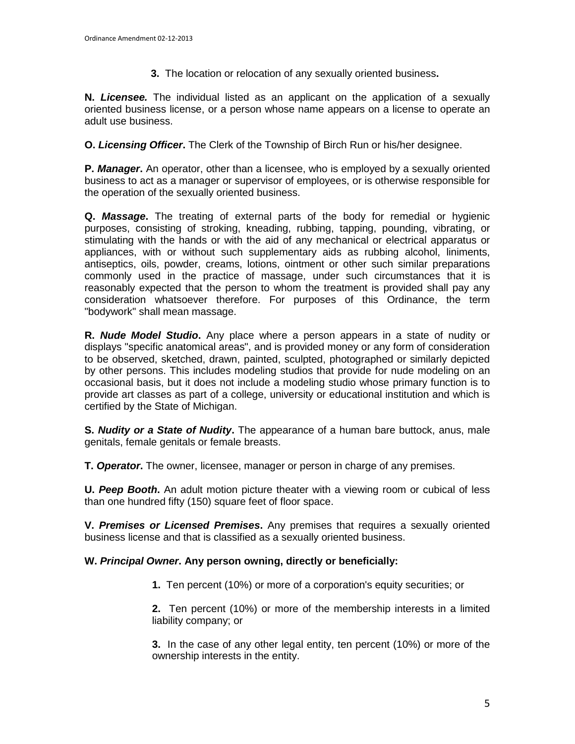**3.** The location or relocation of any sexually oriented business**.**

**N.** ***Licensee.*** The individual listed as an applicant on the application of a sexually oriented business license, or a person whose name appears on a license to operate an adult use business.

**O.** ***Licensing Officer*****.** The Clerk of the Township of Birch Run or his/her designee.

**P.** ***Manager*****.** An operator, other than a licensee, who is employed by a sexually oriented business to act as a manager or supervisor of employees, or is otherwise responsible for the operation of the sexually oriented business.

**Q.** ***Massage*****.** The treating of external parts of the body for remedial or hygienic purposes, consisting of stroking, kneading, rubbing, tapping, pounding, vibrating, or stimulating with the hands or with the aid of any mechanical or electrical apparatus or appliances, with or without such supplementary aids as rubbing alcohol, liniments, antiseptics, oils, powder, creams, lotions, ointment or other such similar preparations commonly used in the practice of massage, under such circumstances that it is reasonably expected that the person to whom the treatment is provided shall pay any consideration whatsoever therefore. For purposes of this Ordinance, the term "bodywork" shall mean massage.

**R.** ***Nude Model Studio*****.** Any place where a person appears in a state of nudity or displays "specific anatomical areas", and is provided money or any form of consideration to be observed, sketched, drawn, painted, sculpted, photographed or similarly depicted by other persons. This includes modeling studios that provide for nude modeling on an occasional basis, but it does not include a modeling studio whose primary function is to provide art classes as part of a college, university or educational institution and which is certified by the State of Michigan.

**S.** ***Nudity or a State of Nudity*****.** The appearance of a human bare buttock, anus, male genitals, female genitals or female breasts.

**T.** ***Operator*****.** The owner, licensee, manager or person in charge of any premises.

**U.** ***Peep Booth*****.** An adult motion picture theater with a viewing room or cubical of less than one hundred fifty (150) square feet of floor space.

**V.** ***Premises or Licensed Premises*****.** Any premises that requires a sexually oriented business license and that is classified as a sexually oriented business.

**W.** ***Principal Owner*****. Any person owning, directly or beneficially:**

**1.** Ten percent (10%) or more of a corporation's equity securities; or

**2.** Ten percent (10%) or more of the membership interests in a limited liability company; or

**3.** In the case of any other legal entity, ten percent (10%) or more of the ownership interests in the entity.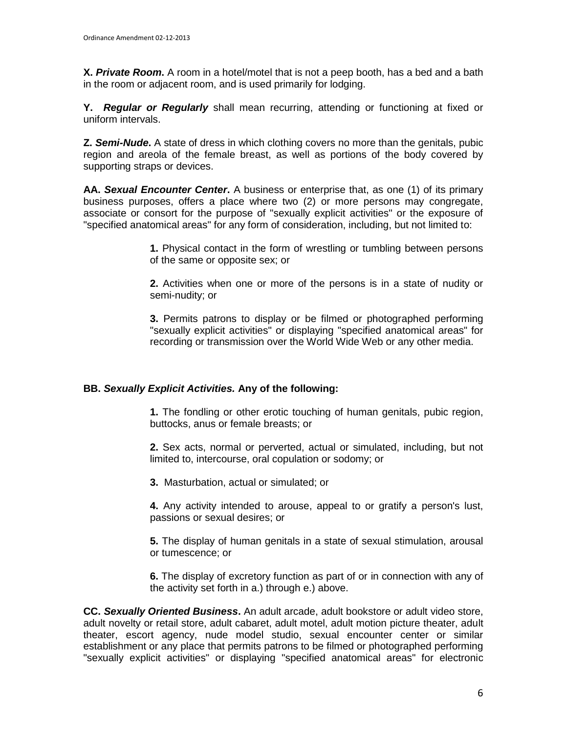**X. *Private Room*.** A room in a hotel/motel that is not a peep booth, has a bed and a bath in the room or adjacent room, and is used primarily for lodging.

**Y. *Regular or Regularly*** shall mean recurring, attending or functioning at fixed or uniform intervals.

**Z. *Semi-Nude*.** A state of dress in which clothing covers no more than the genitals, pubic region and areola of the female breast, as well as portions of the body covered by supporting straps or devices.

**AA. *Sexual Encounter Center*.** A business or enterprise that, as one (1) of its primary business purposes, offers a place where two (2) or more persons may congregate, associate or consort for the purpose of "sexually explicit activities" or the exposure of "specified anatomical areas" for any form of consideration, including, but not limited to:

> **1.** Physical contact in the form of wrestling or tumbling between persons of the same or opposite sex; or
>
> **2.** Activities when one or more of the persons is in a state of nudity or semi-nudity; or
>
> **3.** Permits patrons to display or be filmed or photographed performing "sexually explicit activities" or displaying "specified anatomical areas" for recording or transmission over the World Wide Web or any other media.

**BB. *Sexually Explicit Activities.* Any of the following:**

> **1.** The fondling or other erotic touching of human genitals, pubic region, buttocks, anus or female breasts; or
>
> **2.** Sex acts, normal or perverted, actual or simulated, including, but not limited to, intercourse, oral copulation or sodomy; or
>
> **3.** Masturbation, actual or simulated; or
>
> **4.** Any activity intended to arouse, appeal to or gratify a person's lust, passions or sexual desires; or
>
> **5.** The display of human genitals in a state of sexual stimulation, arousal or tumescence; or
>
> **6.** The display of excretory function as part of or in connection with any of the activity set forth in a.) through e.) above.

**CC. *Sexually Oriented Business*.** An adult arcade, adult bookstore or adult video store, adult novelty or retail store, adult cabaret, adult motel, adult motion picture theater, adult theater, escort agency, nude model studio, sexual encounter center or similar establishment or any place that permits patrons to be filmed or photographed performing "sexually explicit activities" or displaying "specified anatomical areas" for electronic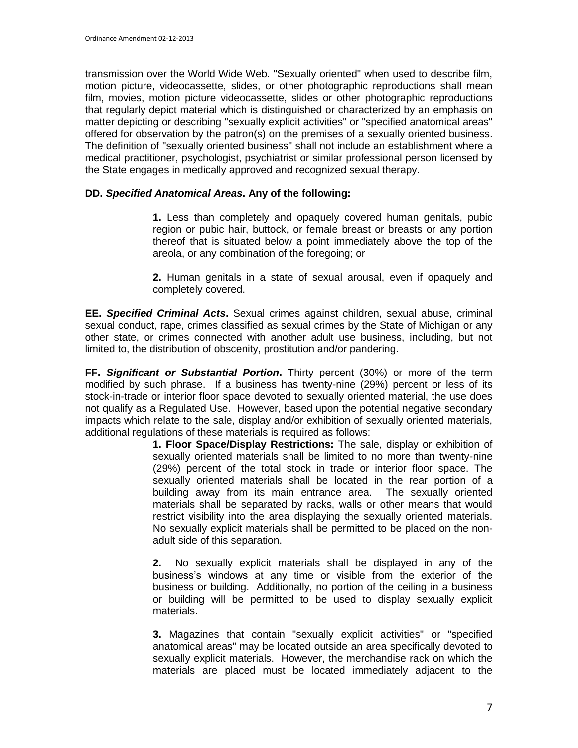transmission over the World Wide Web. "Sexually oriented" when used to describe film, motion picture, videocassette, slides, or other photographic reproductions shall mean film, movies, motion picture videocassette, slides or other photographic reproductions that regularly depict material which is distinguished or characterized by an emphasis on matter depicting or describing "sexually explicit activities" or "specified anatomical areas" offered for observation by the patron(s) on the premises of a sexually oriented business. The definition of "sexually oriented business" shall not include an establishment where a medical practitioner, psychologist, psychiatrist or similar professional person licensed by the State engages in medically approved and recognized sexual therapy.

**DD. *Specified Anatomical Areas*. Any of the following:**

> **1.** Less than completely and opaquely covered human genitals, pubic region or pubic hair, buttock, or female breast or breasts or any portion thereof that is situated below a point immediately above the top of the areola, or any combination of the foregoing; or
>
> **2.** Human genitals in a state of sexual arousal, even if opaquely and completely covered.

**EE. *Specified Criminal Acts*.** Sexual crimes against children, sexual abuse, criminal sexual conduct, rape, crimes classified as sexual crimes by the State of Michigan or any other state, or crimes connected with another adult use business, including, but not limited to, the distribution of obscenity, prostitution and/or pandering.

**FF. *Significant or Substantial Portion*.** Thirty percent (30%) or more of the term modified by such phrase. If a business has twenty-nine (29%) percent or less of its stock-in-trade or interior floor space devoted to sexually oriented material, the use does not qualify as a Regulated Use. However, based upon the potential negative secondary impacts which relate to the sale, display and/or exhibition of sexually oriented materials, additional regulations of these materials is required as follows:

> **1. Floor Space/Display Restrictions:** The sale, display or exhibition of sexually oriented materials shall be limited to no more than twenty-nine (29%) percent of the total stock in trade or interior floor space. The sexually oriented materials shall be located in the rear portion of a building away from its main entrance area. The sexually oriented materials shall be separated by racks, walls or other means that would restrict visibility into the area displaying the sexually oriented materials. No sexually explicit materials shall be permitted to be placed on the non-adult side of this separation.
>
> **2.** No sexually explicit materials shall be displayed in any of the business's windows at any time or visible from the exterior of the business or building. Additionally, no portion of the ceiling in a business or building will be permitted to be used to display sexually explicit materials.
>
> **3.** Magazines that contain "sexually explicit activities" or "specified anatomical areas" may be located outside an area specifically devoted to sexually explicit materials. However, the merchandise rack on which the materials are placed must be located immediately adjacent to the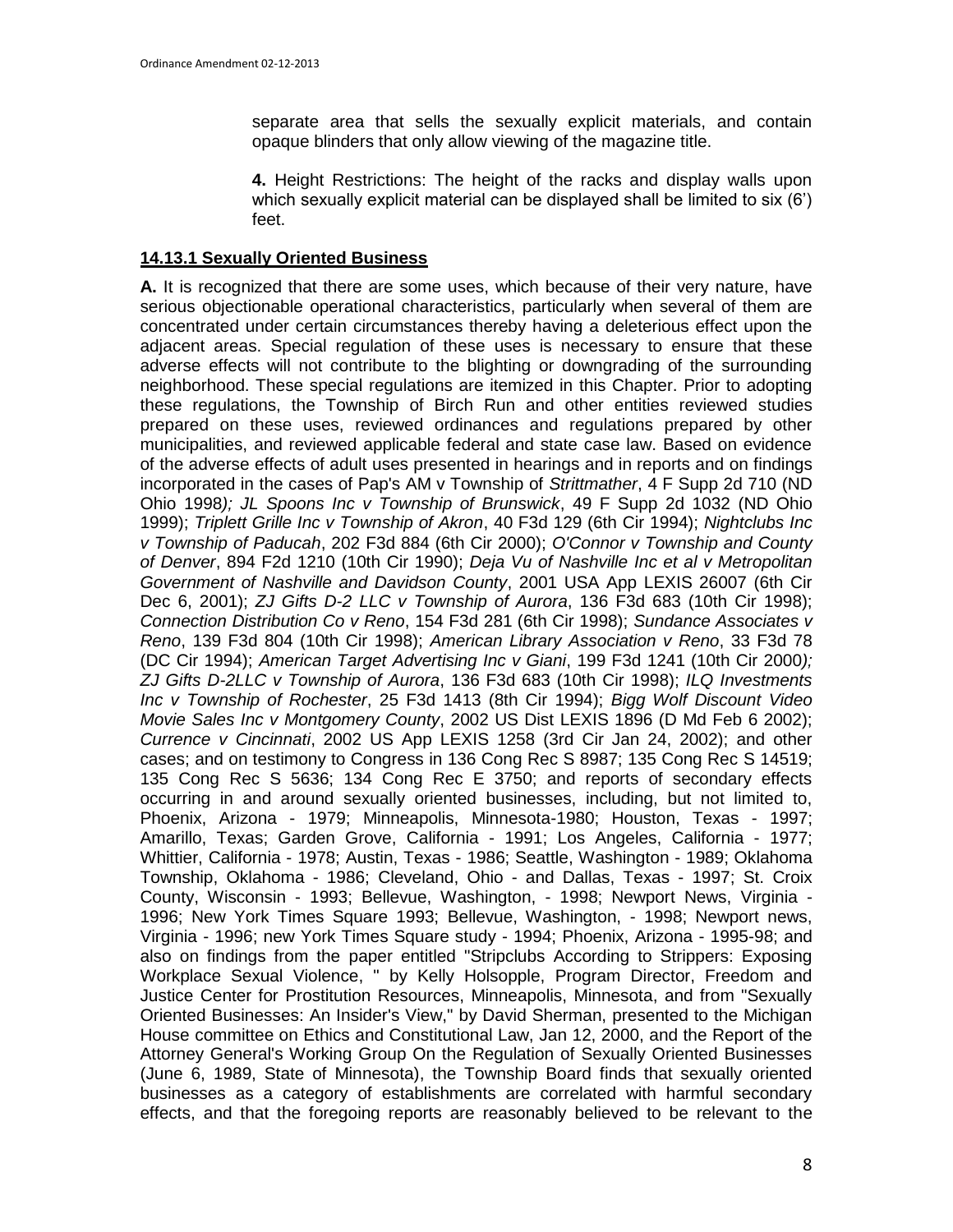separate area that sells the sexually explicit materials, and contain opaque blinders that only allow viewing of the magazine title.

**4.** Height Restrictions: The height of the racks and display walls upon which sexually explicit material can be displayed shall be limited to six (6') feet.

## 14.13.1 Sexually Oriented Business

**A.** It is recognized that there are some uses, which because of their very nature, have serious objectionable operational characteristics, particularly when several of them are concentrated under certain circumstances thereby having a deleterious effect upon the adjacent areas. Special regulation of these uses is necessary to ensure that these adverse effects will not contribute to the blighting or downgrading of the surrounding neighborhood. These special regulations are itemized in this Chapter. Prior to adopting these regulations, the Township of Birch Run and other entities reviewed studies prepared on these uses, reviewed ordinances and regulations prepared by other municipalities, and reviewed applicable federal and state case law. Based on evidence of the adverse effects of adult uses presented in hearings and in reports and on findings incorporated in the cases of Pap's AM v Township of *Strittmather*, 4 F Supp 2d 710 (ND Ohio 1998*); JL Spoons Inc v Township of Brunswick*, 49 F Supp 2d 1032 (ND Ohio 1999); *Triplett Grille Inc v Township of Akron*, 40 F3d 129 (6th Cir 1994); *Nightclubs Inc v Township of Paducah*, 202 F3d 884 (6th Cir 2000); *O'Connor v Township and County of Denver*, 894 F2d 1210 (10th Cir 1990); *Deja Vu of Nashville Inc et al v Metropolitan Government of Nashville and Davidson County*, 2001 USA App LEXIS 26007 (6th Cir Dec 6, 2001); *ZJ Gifts D-2 LLC v Township of Aurora*, 136 F3d 683 (10th Cir 1998); *Connection Distribution Co v Reno*, 154 F3d 281 (6th Cir 1998); *Sundance Associates v Reno*, 139 F3d 804 (10th Cir 1998); *American Library Association v Reno*, 33 F3d 78 (DC Cir 1994); *American Target Advertising Inc v Giani*, 199 F3d 1241 (10th Cir 2000*); ZJ Gifts D-2LLC v Township of Aurora*, 136 F3d 683 (10th Cir 1998); *ILQ Investments Inc v Township of Rochester*, 25 F3d 1413 (8th Cir 1994); *Bigg Wolf Discount Video Movie Sales Inc v Montgomery County*, 2002 US Dist LEXIS 1896 (D Md Feb 6 2002); *Currence v Cincinnati*, 2002 US App LEXIS 1258 (3rd Cir Jan 24, 2002); and other cases; and on testimony to Congress in 136 Cong Rec S 8987; 135 Cong Rec S 14519; 135 Cong Rec S 5636; 134 Cong Rec E 3750; and reports of secondary effects occurring in and around sexually oriented businesses, including, but not limited to, Phoenix, Arizona - 1979; Minneapolis, Minnesota-1980; Houston, Texas - 1997; Amarillo, Texas; Garden Grove, California - 1991; Los Angeles, California - 1977; Whittier, California - 1978; Austin, Texas - 1986; Seattle, Washington - 1989; Oklahoma Township, Oklahoma - 1986; Cleveland, Ohio - and Dallas, Texas - 1997; St. Croix County, Wisconsin - 1993; Bellevue, Washington, - 1998; Newport News, Virginia - 1996; New York Times Square 1993; Bellevue, Washington, - 1998; Newport news, Virginia - 1996; new York Times Square study - 1994; Phoenix, Arizona - 1995-98; and also on findings from the paper entitled "Stripclubs According to Strippers: Exposing Workplace Sexual Violence, " by Kelly Holsopple, Program Director, Freedom and Justice Center for Prostitution Resources, Minneapolis, Minnesota, and from "Sexually Oriented Businesses: An Insider's View," by David Sherman, presented to the Michigan House committee on Ethics and Constitutional Law, Jan 12, 2000, and the Report of the Attorney General's Working Group On the Regulation of Sexually Oriented Businesses (June 6, 1989, State of Minnesota), the Township Board finds that sexually oriented businesses as a category of establishments are correlated with harmful secondary effects, and that the foregoing reports are reasonably believed to be relevant to the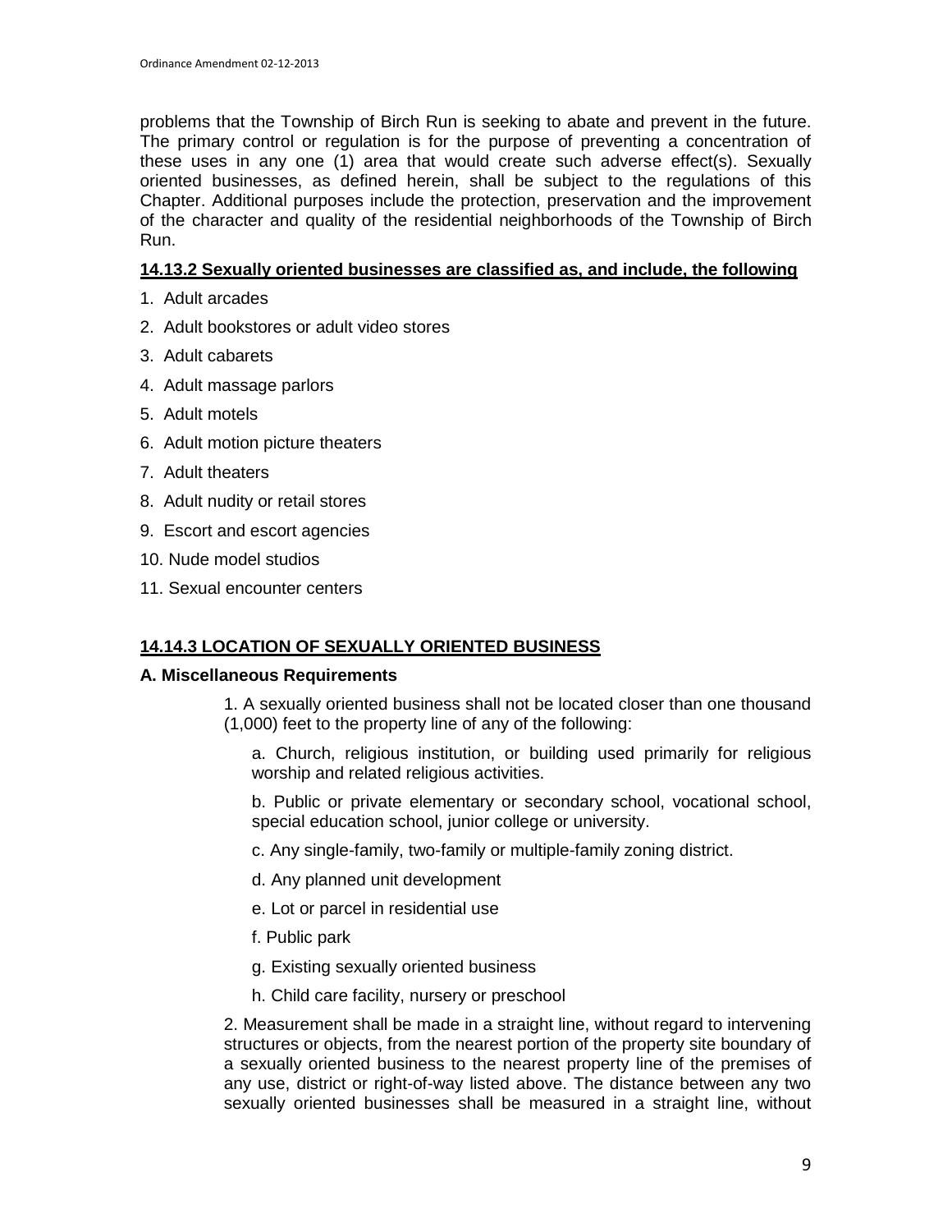problems that the Township of Birch Run is seeking to abate and prevent in the future. The primary control or regulation is for the purpose of preventing a concentration of these uses in any one (1) area that would create such adverse effect(s). Sexually oriented businesses, as defined herein, shall be subject to the regulations of this Chapter. Additional purposes include the protection, preservation and the improvement of the character and quality of the residential neighborhoods of the Township of Birch Run.

**14.13.2 Sexually oriented businesses are classified as, and include, the following**

1. Adult arcades
2. Adult bookstores or adult video stores
3. Adult cabarets
4. Adult massage parlors
5. Adult motels
6. Adult motion picture theaters
7. Adult theaters
8. Adult nudity or retail stores
9. Escort and escort agencies
10. Nude model studios
11. Sexual encounter centers

**14.14.3 LOCATION OF SEXUALLY ORIENTED BUSINESS**

**A. Miscellaneous Requirements**

1. A sexually oriented business shall not be located closer than one thousand (1,000) feet to the property line of any of the following:

   a. Church, religious institution, or building used primarily for religious worship and related religious activities.

   b. Public or private elementary or secondary school, vocational school, special education school, junior college or university.

   c. Any single-family, two-family or multiple-family zoning district.

   d. Any planned unit development

   e. Lot or parcel in residential use

   f. Public park

   g. Existing sexually oriented business

   h. Child care facility, nursery or preschool

2. Measurement shall be made in a straight line, without regard to intervening structures or objects, from the nearest portion of the property site boundary of a sexually oriented business to the nearest property line of the premises of any use, district or right-of-way listed above. The distance between any two sexually oriented businesses shall be measured in a straight line, without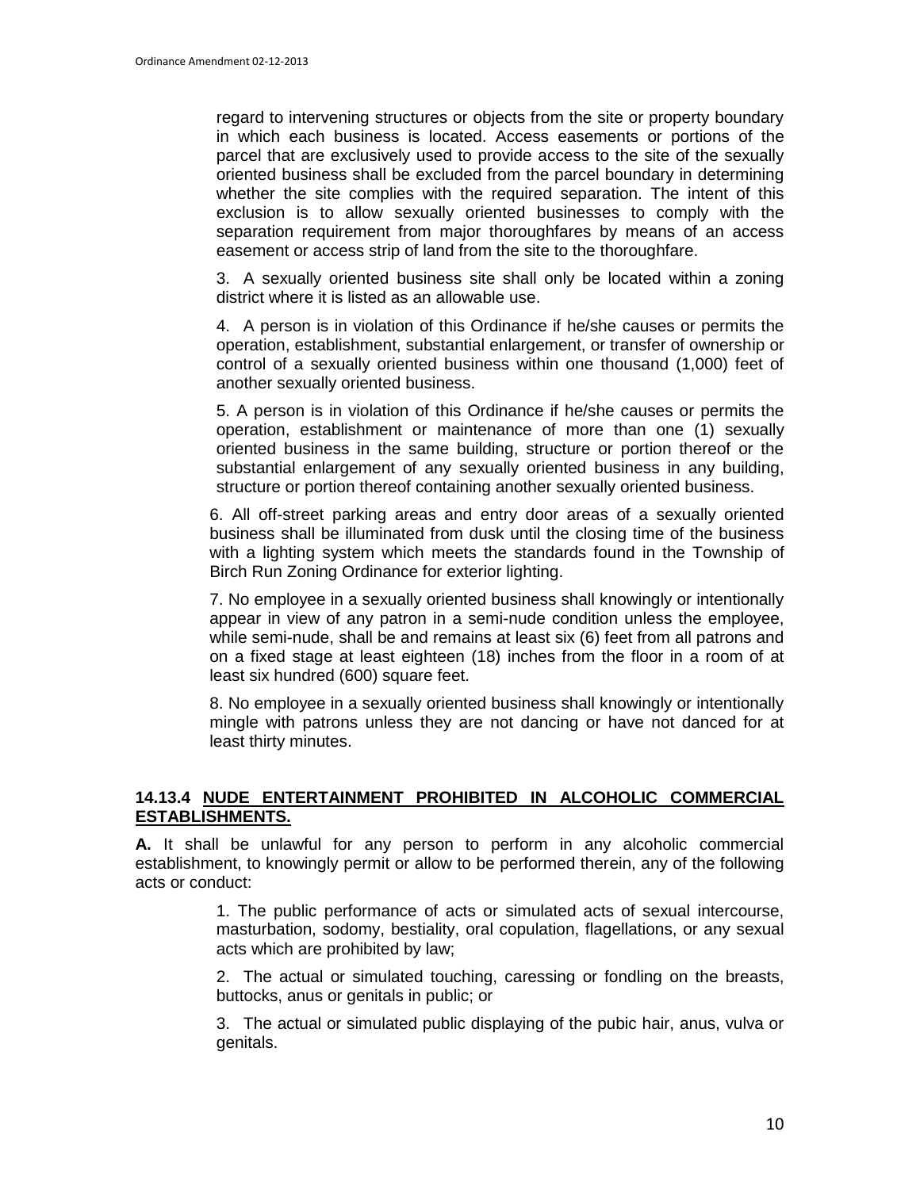regard to intervening structures or objects from the site or property boundary in which each business is located. Access easements or portions of the parcel that are exclusively used to provide access to the site of the sexually oriented business shall be excluded from the parcel boundary in determining whether the site complies with the required separation. The intent of this exclusion is to allow sexually oriented businesses to comply with the separation requirement from major thoroughfares by means of an access easement or access strip of land from the site to the thoroughfare.

3. A sexually oriented business site shall only be located within a zoning district where it is listed as an allowable use.

4. A person is in violation of this Ordinance if he/she causes or permits the operation, establishment, substantial enlargement, or transfer of ownership or control of a sexually oriented business within one thousand (1,000) feet of another sexually oriented business.

5. A person is in violation of this Ordinance if he/she causes or permits the operation, establishment or maintenance of more than one (1) sexually oriented business in the same building, structure or portion thereof or the substantial enlargement of any sexually oriented business in any building, structure or portion thereof containing another sexually oriented business.

6. All off-street parking areas and entry door areas of a sexually oriented business shall be illuminated from dusk until the closing time of the business with a lighting system which meets the standards found in the Township of Birch Run Zoning Ordinance for exterior lighting.

7. No employee in a sexually oriented business shall knowingly or intentionally appear in view of any patron in a semi-nude condition unless the employee, while semi-nude, shall be and remains at least six (6) feet from all patrons and on a fixed stage at least eighteen (18) inches from the floor in a room of at least six hundred (600) square feet.

8. No employee in a sexually oriented business shall knowingly or intentionally mingle with patrons unless they are not dancing or have not danced for at least thirty minutes.

### 14.13.4 NUDE ENTERTAINMENT PROHIBITED IN ALCOHOLIC COMMERCIAL ESTABLISHMENTS.

**A.** It shall be unlawful for any person to perform in any alcoholic commercial establishment, to knowingly permit or allow to be performed therein, any of the following acts or conduct:

1. The public performance of acts or simulated acts of sexual intercourse, masturbation, sodomy, bestiality, oral copulation, flagellations, or any sexual acts which are prohibited by law;

2. The actual or simulated touching, caressing or fondling on the breasts, buttocks, anus or genitals in public; or

3. The actual or simulated public displaying of the pubic hair, anus, vulva or genitals.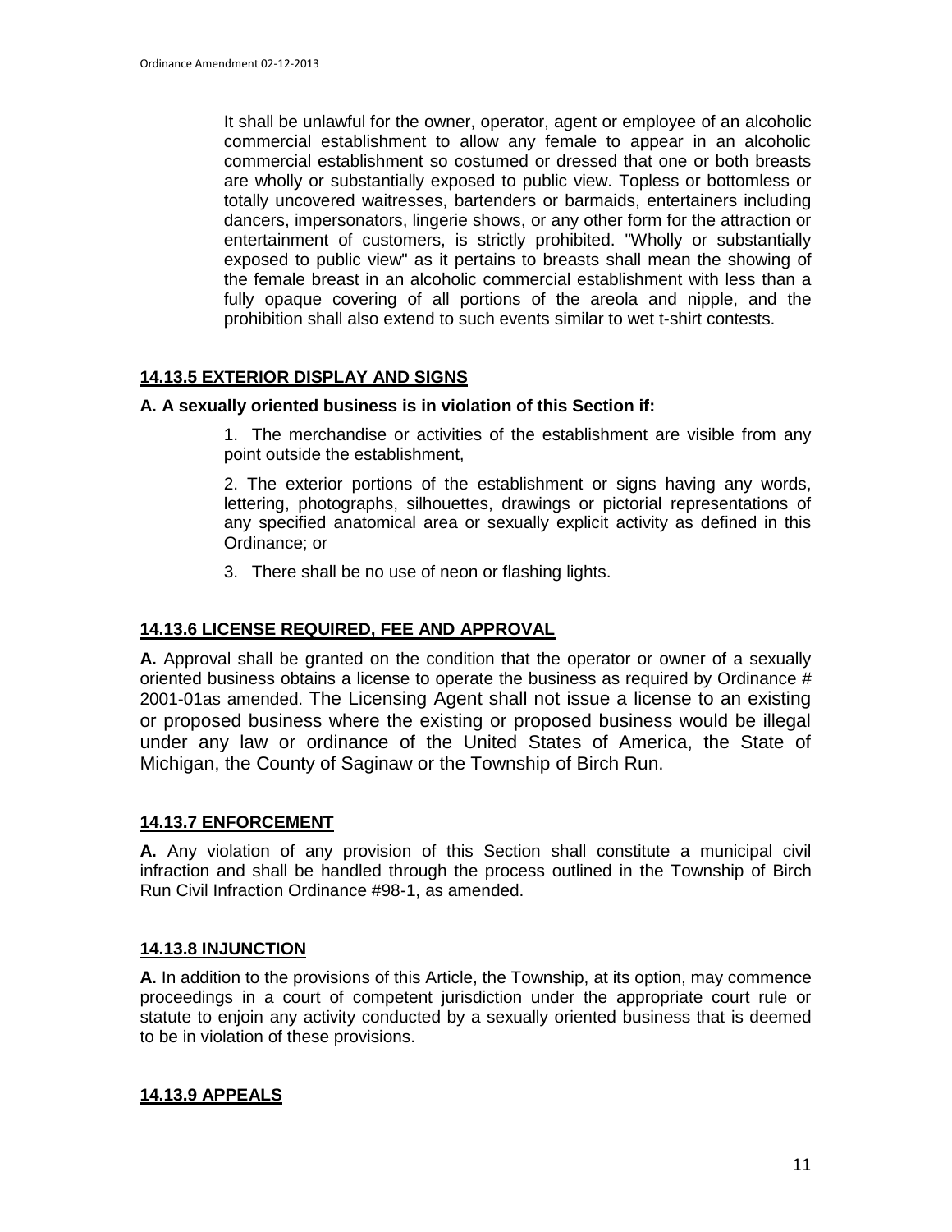It shall be unlawful for the owner, operator, agent or employee of an alcoholic commercial establishment to allow any female to appear in an alcoholic commercial establishment so costumed or dressed that one or both breasts are wholly or substantially exposed to public view. Topless or bottomless or totally uncovered waitresses, bartenders or barmaids, entertainers including dancers, impersonators, lingerie shows, or any other form for the attraction or entertainment of customers, is strictly prohibited. "Wholly or substantially exposed to public view" as it pertains to breasts shall mean the showing of the female breast in an alcoholic commercial establishment with less than a fully opaque covering of all portions of the areola and nipple, and the prohibition shall also extend to such events similar to wet t-shirt contests.

## 14.13.5 EXTERIOR DISPLAY AND SIGNS

**A. A sexually oriented business is in violation of this Section if:**

1. The merchandise or activities of the establishment are visible from any point outside the establishment,
2. The exterior portions of the establishment or signs having any words, lettering, photographs, silhouettes, drawings or pictorial representations of any specified anatomical area or sexually explicit activity as defined in this Ordinance; or
3. There shall be no use of neon or flashing lights.

## 14.13.6 LICENSE REQUIRED, FEE AND APPROVAL

**A.** Approval shall be granted on the condition that the operator or owner of a sexually oriented business obtains a license to operate the business as required by Ordinance # 2001-01as amended. The Licensing Agent shall not issue a license to an existing or proposed business where the existing or proposed business would be illegal under any law or ordinance of the United States of America, the State of Michigan, the County of Saginaw or the Township of Birch Run.

## 14.13.7 ENFORCEMENT

**A.** Any violation of any provision of this Section shall constitute a municipal civil infraction and shall be handled through the process outlined in the Township of Birch Run Civil Infraction Ordinance #98-1, as amended.

## 14.13.8 INJUNCTION

**A.** In addition to the provisions of this Article, the Township, at its option, may commence proceedings in a court of competent jurisdiction under the appropriate court rule or statute to enjoin any activity conducted by a sexually oriented business that is deemed to be in violation of these provisions.

## 14.13.9 APPEALS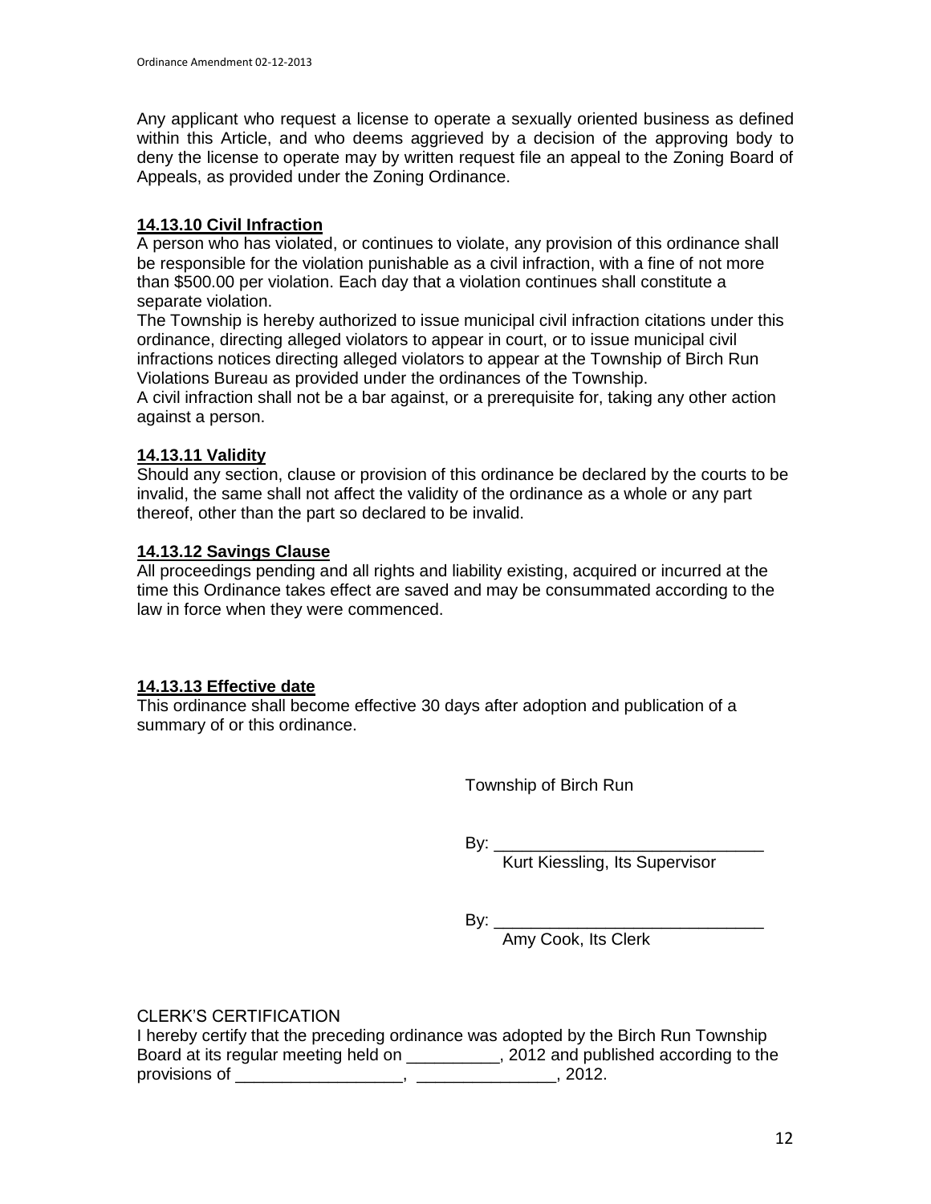Any applicant who request a license to operate a sexually oriented business as defined within this Article, and who deems aggrieved by a decision of the approving body to deny the license to operate may by written request file an appeal to the Zoning Board of Appeals, as provided under the Zoning Ordinance.

**14.13.10 Civil Infraction**

A person who has violated, or continues to violate, any provision of this ordinance shall be responsible for the violation punishable as a civil infraction, with a fine of not more than $500.00 per violation. Each day that a violation continues shall constitute a separate violation.

The Township is hereby authorized to issue municipal civil infraction citations under this ordinance, directing alleged violators to appear in court, or to issue municipal civil infractions notices directing alleged violators to appear at the Township of Birch Run Violations Bureau as provided under the ordinances of the Township.

A civil infraction shall not be a bar against, or a prerequisite for, taking any other action against a person.

**14.13.11 Validity**

Should any section, clause or provision of this ordinance be declared by the courts to be invalid, the same shall not affect the validity of the ordinance as a whole or any part thereof, other than the part so declared to be invalid.

**14.13.12 Savings Clause**

All proceedings pending and all rights and liability existing, acquired or incurred at the time this Ordinance takes effect are saved and may be consummated according to the law in force when they were commenced.

**14.13.13 Effective date**

This ordinance shall become effective 30 days after adoption and publication of a summary of or this ordinance.

Township of Birch Run

By: ____________________________
Kurt Kiessling, Its Supervisor

By: ____________________________
Amy Cook, Its Clerk

CLERK'S CERTIFICATION

I hereby certify that the preceding ordinance was adopted by the Birch Run Township Board at its regular meeting held on __________, 2012 and published according to the provisions of __________________, _______________, 2012.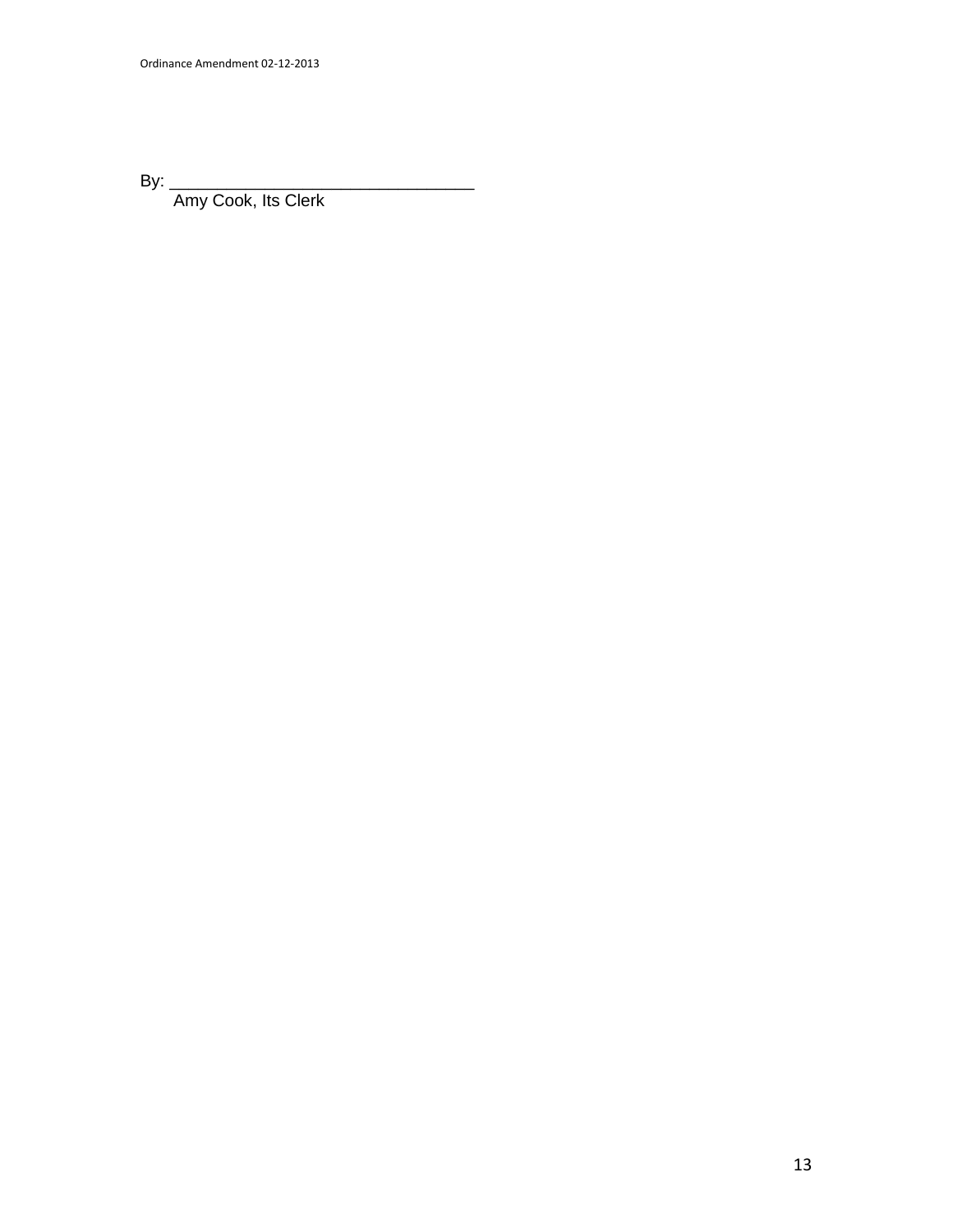By: ______________________________
Amy Cook, Its Clerk